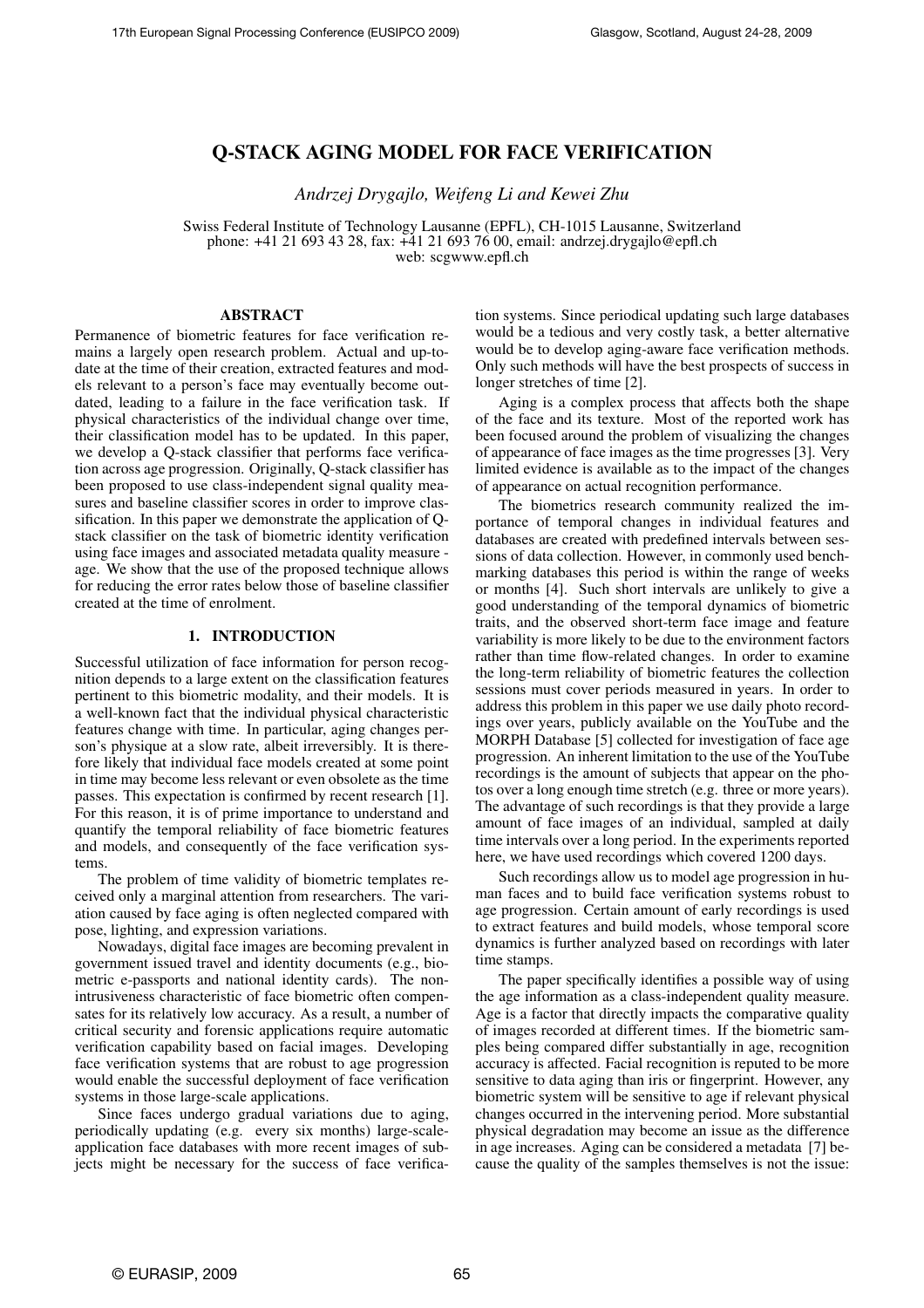# Q-STACK AGING MODEL FOR FACE VERIFICATION

*Andrzej Drygajlo, Weifeng Li and Kewei Zhu*

Swiss Federal Institute of Technology Lausanne (EPFL), CH-1015 Lausanne, Switzerland
phone: +41 21 693 43 28, fax: +41 21 693 76 00, email: andrzej.drygajlo@epfl.ch
web: scgwww.epfl.ch

## ABSTRACT

Permanence of biometric features for face verification remains a largely open research problem. Actual and up-to-date at the time of their creation, extracted features and models relevant to a person's face may eventually become outdated, leading to a failure in the face verification task. If physical characteristics of the individual change over time, their classification model has to be updated. In this paper, we develop a Q-stack classifier that performs face verification across age progression. Originally, Q-stack classifier has been proposed to use class-independent signal quality measures and baseline classifier scores in order to improve classification. In this paper we demonstrate the application of Q-stack classifier on the task of biometric identity verification using face images and associated metadata quality measure - age. We show that the use of the proposed technique allows for reducing the error rates below those of baseline classifier created at the time of enrolment.

## 1. INTRODUCTION

Successful utilization of face information for person recognition depends to a large extent on the classification features pertinent to this biometric modality, and their models. It is a well-known fact that the individual physical characteristic features change with time. In particular, aging changes person's physique at a slow rate, albeit irreversibly. It is therefore likely that individual face models created at some point in time may become less relevant or even obsolete as the time passes. This expectation is confirmed by recent research [1]. For this reason, it is of prime importance to understand and quantify the temporal reliability of face biometric features and models, and consequently of the face verification systems.

The problem of time validity of biometric templates received only a marginal attention from researchers. The variation caused by face aging is often neglected compared with pose, lighting, and expression variations.

Nowadays, digital face images are becoming prevalent in government issued travel and identity documents (e.g., biometric e-passports and national identity cards). The nonintrusiveness characteristic of face biometric often compensates for its relatively low accuracy. As a result, a number of critical security and forensic applications require automatic verification capability based on facial images. Developing face verification systems that are robust to age progression would enable the successful deployment of face verification systems in those large-scale applications.

Since faces undergo gradual variations due to aging, periodically updating (e.g. every six months) large-scale-application face databases with more recent images of subjects might be necessary for the success of face verification systems. Since periodical updating such large databases would be a tedious and very costly task, a better alternative would be to develop aging-aware face verification methods. Only such methods will have the best prospects of success in longer stretches of time [2].

Aging is a complex process that affects both the shape of the face and its texture. Most of the reported work has been focused around the problem of visualizing the changes of appearance of face images as the time progresses [3]. Very limited evidence is available as to the impact of the changes of appearance on actual recognition performance.

The biometrics research community realized the importance of temporal changes in individual features and databases are created with predefined intervals between sessions of data collection. However, in commonly used benchmarking databases this period is within the range of weeks or months [4]. Such short intervals are unlikely to give a good understanding of the temporal dynamics of biometric traits, and the observed short-term face image and feature variability is more likely to be due to the environment factors rather than time flow-related changes. In order to examine the long-term reliability of biometric features the collection sessions must cover periods measured in years. In order to address this problem in this paper we use daily photo recordings over years, publicly available on the YouTube and the MORPH Database [5] collected for investigation of face age progression. An inherent limitation to the use of the YouTube recordings is the amount of subjects that appear on the photos over a long enough time stretch (e.g. three or more years). The advantage of such recordings is that they provide a large amount of face images of an individual, sampled at daily time intervals over a long period. In the experiments reported here, we have used recordings which covered 1200 days.

Such recordings allow us to model age progression in human faces and to build face verification systems robust to age progression. Certain amount of early recordings is used to extract features and build models, whose temporal score dynamics is further analyzed based on recordings with later time stamps.

The paper specifically identifies a possible way of using the age information as a class-independent quality measure. Age is a factor that directly impacts the comparative quality of images recorded at different times. If the biometric samples being compared differ substantially in age, recognition accuracy is affected. Facial recognition is reputed to be more sensitive to data aging than iris or fingerprint. However, any biometric system will be sensitive to age if relevant physical changes occurred in the intervening period. More substantial physical degradation may become an issue as the difference in age increases. Aging can be considered a metadata [7] because the quality of the samples themselves is not the issue: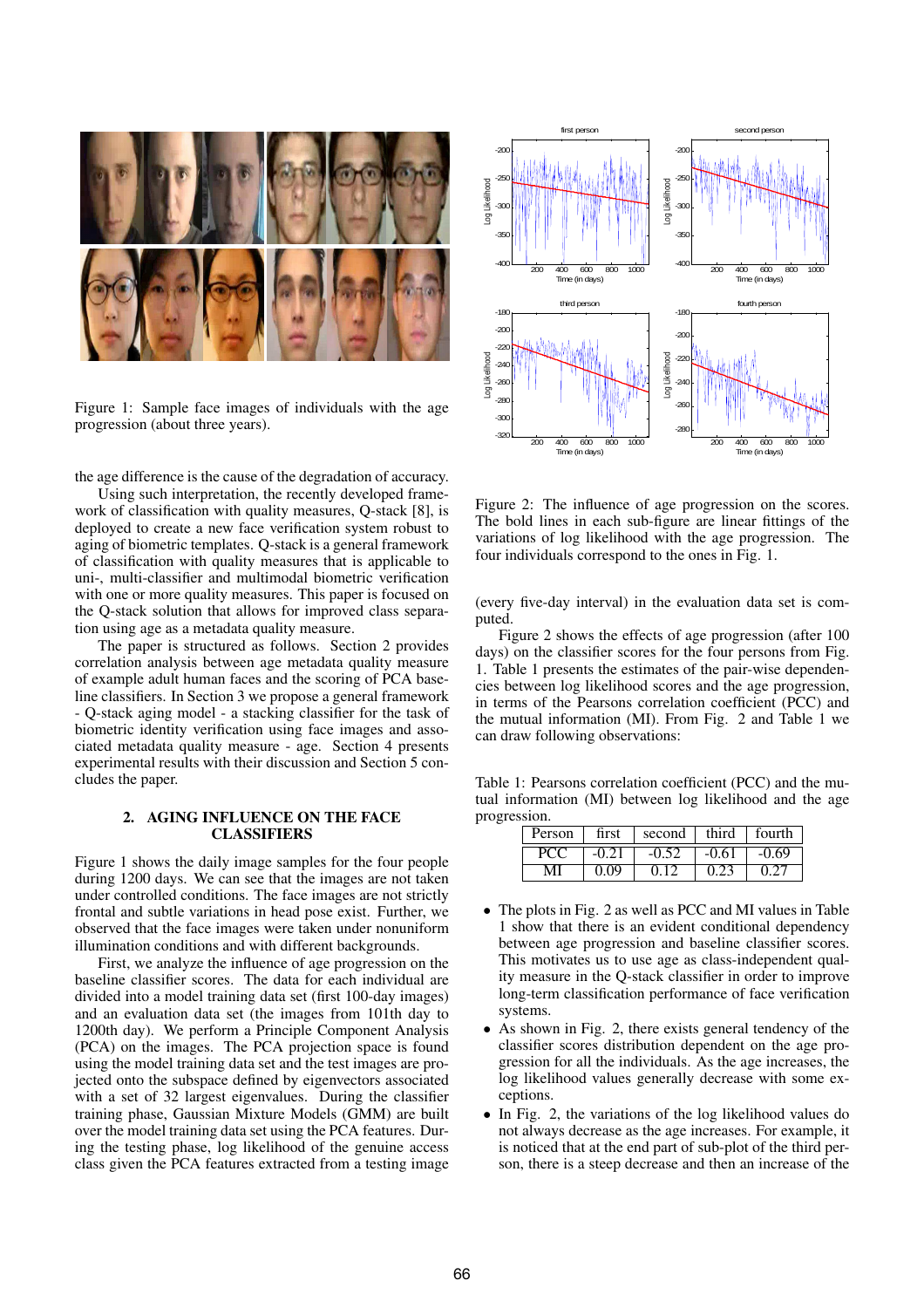Figure 1: Sample face images of individuals with the age progression (about three years).

the age difference is the cause of the degradation of accuracy.

Using such interpretation, the recently developed framework of classification with quality measures, Q-stack [8], is deployed to create a new face verification system robust to aging of biometric templates. Q-stack is a general framework of classification with quality measures that is applicable to uni-, multi-classifier and multimodal biometric verification with one or more quality measures. This paper is focused on the Q-stack solution that allows for improved class separation using age as a metadata quality measure.

The paper is structured as follows. Section 2 provides correlation analysis between age metadata quality measure of example adult human faces and the scoring of PCA baseline classifiers. In Section 3 we propose a general framework - Q-stack aging model - a stacking classifier for the task of biometric identity verification using face images and associated metadata quality measure - age. Section 4 presents experimental results with their discussion and Section 5 concludes the paper.

## 2. AGING INFLUENCE ON THE FACE CLASSIFIERS

Figure 1 shows the daily image samples for the four people during 1200 days. We can see that the images are not taken under controlled conditions. The face images are not strictly frontal and subtle variations in head pose exist. Further, we observed that the face images were taken under nonuniform illumination conditions and with different backgrounds.

First, we analyze the influence of age progression on the baseline classifier scores. The data for each individual are divided into a model training data set (first 100-day images) and an evaluation data set (the images from 101th day to 1200th day). We perform a Principle Component Analysis (PCA) on the images. The PCA projection space is found using the model training data set and the test images are projected onto the subspace defined by eigenvectors associated with a set of 32 largest eigenvalues. During the classifier training phase, Gaussian Mixture Models (GMM) are built over the model training data set using the PCA features. During the testing phase, log likelihood of the genuine access class given the PCA features extracted from a testing image (every five-day interval) in the evaluation data set is computed.

Figure 2: The influence of age progression on the scores. The bold lines in each sub-figure are linear fittings of the variations of log likelihood with the age progression. The four individuals correspond to the ones in Fig. 1.

Figure 2 shows the effects of age progression (after 100 days) on the classifier scores for the four persons from Fig. 1. Table 1 presents the estimates of the pair-wise dependencies between log likelihood scores and the age progression, in terms of the Pearsons correlation coefficient (PCC) and the mutual information (MI). From Fig. 2 and Table 1 we can draw following observations:

Table 1: Pearsons correlation coefficient (PCC) and the mutual information (MI) between log likelihood and the age progression.

| Person | first | second | third | fourth |
|---|---|---|---|---|
| PCC | -0.21 | -0.52 | -0.61 | -0.69 |
| MI | 0.09 | 0.12 | 0.23 | 0.27 |

- The plots in Fig. 2 as well as PCC and MI values in Table 1 show that there is an evident conditional dependency between age progression and baseline classifier scores. This motivates us to use age as class-independent quality measure in the Q-stack classifier in order to improve long-term classification performance of face verification systems.
- As shown in Fig. 2, there exists general tendency of the classifier scores distribution dependent on the age progression for all the individuals. As the age increases, the log likelihood values generally decrease with some exceptions.
- In Fig. 2, the variations of the log likelihood values do not always decrease as the age increases. For example, it is noticed that at the end part of sub-plot of the third person, there is a steep decrease and then an increase of the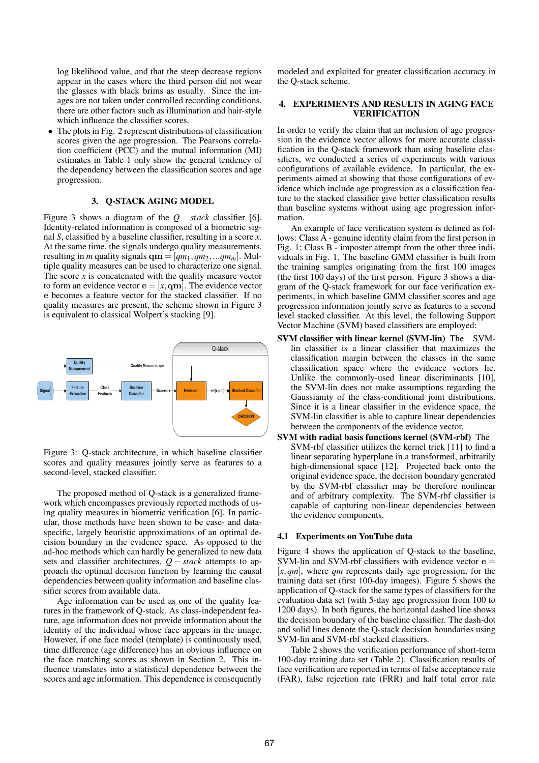log likelihood value, and that the steep decrease regions appear in the cases where the third person did not wear the glasses with black brims as usually. Since the images are not taken under controlled recording conditions, there are other factors such as illumination and hair-style which influence the classifier scores.

- The plots in Fig. 2 represent distributions of classification scores given the age progression. The Pearsons correlation coefficient (PCC) and the mutual information (MI) estimates in Table 1 only show the general tendency of the dependency between the classification scores and age progression.

## 3. Q-STACK AGING MODEL

Figure 3 shows a diagram of the $Q-stack$ classifier [6]. Identity-related information is composed of a biometric signal $S$, classified by a baseline classifier, resulting in a score $x$. At the same time, the signals undergo quality measurements, resulting in $m$ quality signals $\mathbf{qm} = [qm_1, qm_2, ...qm_m]$. Multiple quality measures can be used to characterize one signal. The score $x$ is concatenated with the quality measure vector to form an evidence vector $\mathbf{e} = [x, \mathbf{qm}]$. The evidence vector $\mathbf{e}$ becomes a feature vector for the stacked classifier. If no quality measures are present, the scheme shown in Figure 3 is equivalent to classical Wolpert's stacking [9].

Figure 3: Q-stack architecture, in which baseline classifier scores and quality measures jointly serve as features to a second-level, stacked classifier.

The proposed method of Q-stack is a generalized framework which encompasses previously reported methods of using quality measures in biometric verification [6]. In particular, those methods have been shown to be case- and data-specific, largely heuristic approximations of an optimal decision boundary in the evidence space. As opposed to the ad-hoc methods which can hardly be generalized to new data sets and classifier architectures, $Q-stack$ attempts to approach the optimal decision function by learning the causal dependencies between quality information and baseline classifier scores from available data.

Age information can be used as one of the quality features in the framework of Q-stack. As class-independent feature, age information does not provide information about the identity of the individual whose face appears in the image. However, if one face model (template) is continuously used, time difference (age difference) has an obvious influence on the face matching scores as shown in Section 2. This influence translates into a statistical dependence between the scores and age information. This dependence is consequently modeled and exploited for greater classification accuracy in the Q-stack scheme.

## 4. EXPERIMENTS AND RESULTS IN AGING FACE VERIFICATION

In order to verify the claim that an inclusion of age progression in the evidence vector allows for more accurate classification in the Q-stack framework than using baseline classifiers, we conducted a series of experiments with various configurations of available evidence. In particular, the experiments aimed at showing that those configurations of evidence which include age progression as a classification feature to the stacked classifier give better classification results than baseline systems without using age progression information.

An example of face verification system is defined as follows: Class A - genuine identity claim from the first person in Fig. 1; Class B - imposter attempt from the other three individuals in Fig. 1. The baseline GMM classifier is built from the training samples originating from the first 100 images (the first 100 days) of the first person. Figure 3 shows a diagram of the Q-stack framework for our face verification experiments, in which baseline GMM classifier scores and age progression information jointly serve as features to a second level stacked classifier. At this level, the following Support Vector Machine (SVM) based classifiers are employed:

**SVM classifier with linear kernel (SVM-lin)** The SVM-lin classifier is a linear classifier that maximizes the classification margin between the classes in the same classification space where the evidence vectors lie. Unlike the commonly-used linear discriminants [10], the SVM-lin does not make assumptions regarding the Gaussianity of the class-conditional joint distributions. Since it is a linear classifier in the evidence space, the SVM-lin classifier is able to capture linear dependencies between the components of the evidence vector.

**SVM with radial basis functions kernel (SVM-rbf)** The SVM-rbf classifier utilizes the kernel trick [11] to find a linear separating hyperplane in a transformed, arbitrarily high-dimensional space [12]. Projected back onto the original evidence space, the decision boundary generated by the SVM-rbf classifier may be therefore nonlinear and of arbitrary complexity. The SVM-rbf classifier is capable of capturing non-linear dependencies between the evidence components.

### 4.1 Experiments on YouTube data

Figure 4 shows the application of Q-stack to the baseline, SVM-lin and SVM-rbf classifiers with evidence vector $\mathbf{e} = [x, qm]$, where $qm$ represents daily age progression, for the training data set (first 100-day images). Figure 5 shows the application of Q-stack for the same types of classifiers for the evaluation data set (with 5-day age progression from 100 to 1200 days). In both figures, the horizontal dashed line shows the decision boundary of the baseline classifier. The dash-dot and solid lines denote the Q-stack decision boundaries using SVM-lin and SVM-rbf stacked classifiers.

Table 2 shows the verification performance of short-term 100-day training data set (Table 2). Classification results of face verification are reported in terms of false acceptance rate (FAR), false rejection rate (FRR) and half total error rate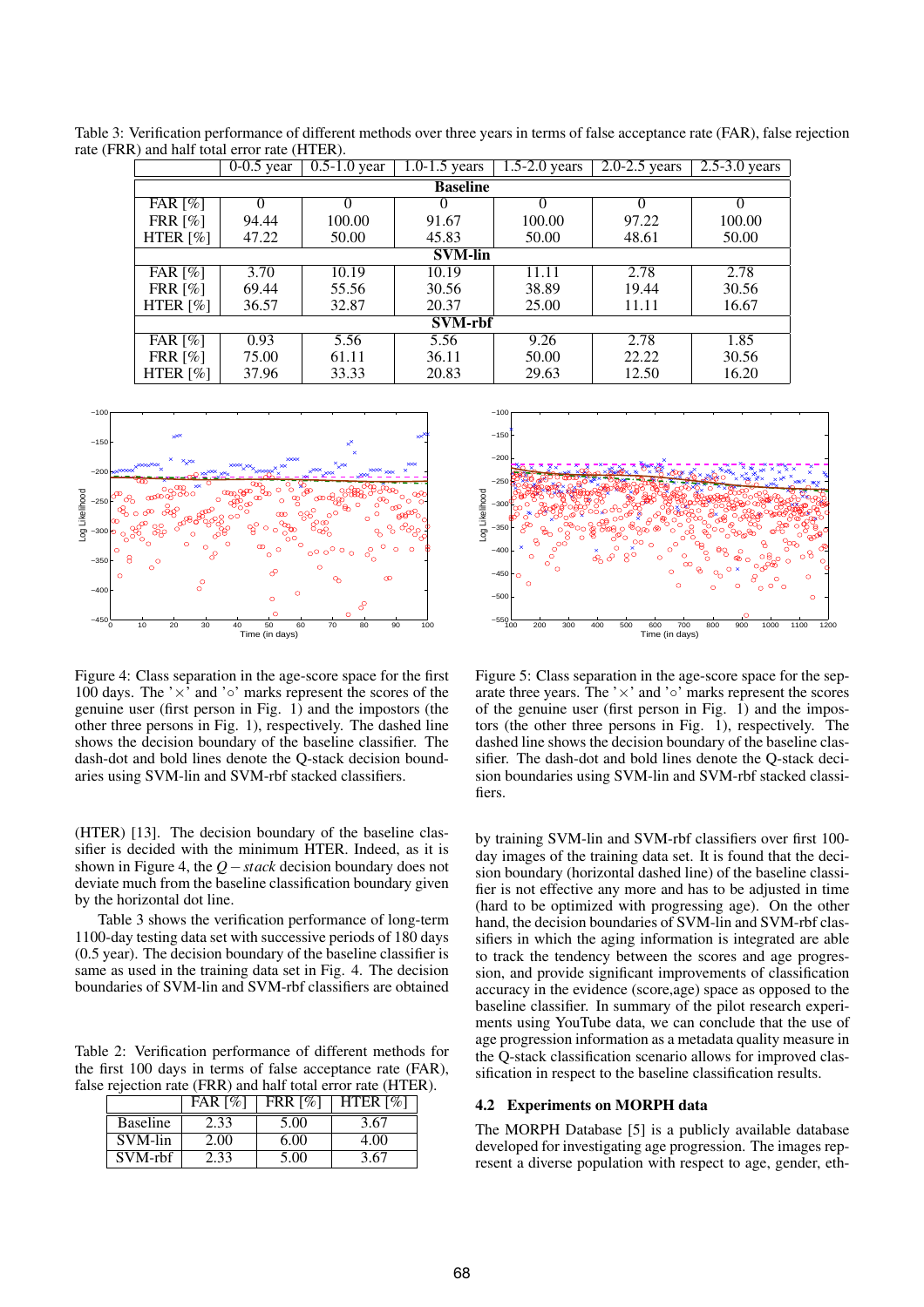Table 3: Verification performance of different methods over three years in terms of false acceptance rate (FAR), false rejection rate (FRR) and half total error rate (HTER).

| | 0-0.5 year | 0.5-1.0 year | 1.0-1.5 years | 1.5-2.0 years | 2.0-2.5 years | 2.5-3.0 years |
|---|---|---|---|---|---|---|
| **Baseline** | | | | | | |
| FAR [%] | 0 | 0 | 0 | 0 | 0 | 0 |
| FRR [%] | 94.44 | 100.00 | 91.67 | 100.00 | 97.22 | 100.00 |
| HTER [%] | 47.22 | 50.00 | 45.83 | 50.00 | 48.61 | 50.00 |
| **SVM-lin** | | | | | | |
| FAR [%] | 3.70 | 10.19 | 10.19 | 11.11 | 2.78 | 2.78 |
| FRR [%] | 69.44 | 55.56 | 30.56 | 38.89 | 19.44 | 30.56 |
| HTER [%] | 36.57 | 32.87 | 20.37 | 25.00 | 11.11 | 16.67 |
| **SVM-rbf** | | | | | | |
| FAR [%] | 0.93 | 5.56 | 5.56 | 9.26 | 2.78 | 1.85 |
| FRR [%] | 75.00 | 61.11 | 36.11 | 50.00 | 22.22 | 30.56 |
| HTER [%] | 37.96 | 33.33 | 20.83 | 29.63 | 12.50 | 16.20 |

Figure 4: Class separation in the age-score space for the first 100 days. The '×' and '○' marks represent the scores of the genuine user (first person in Fig. 1) and the impostors (the other three persons in Fig. 1), respectively. The dashed line shows the decision boundary of the baseline classifier. The dash-dot and bold lines denote the Q-stack decision boundaries using SVM-lin and SVM-rbf stacked classifiers.

Figure 5: Class separation in the age-score space for the separate three years. The '×' and '○' marks represent the scores of the genuine user (first person in Fig. 1) and the impostors (the other three persons in Fig. 1), respectively. The dashed line shows the decision boundary of the baseline classifier. The dash-dot and bold lines denote the Q-stack decision boundaries using SVM-lin and SVM-rbf stacked classifiers.

(HTER) [13]. The decision boundary of the baseline classifier is decided with the minimum HTER. Indeed, as it is shown in Figure 4, the $Q - stack$ decision boundary does not deviate much from the baseline classification boundary given by the horizontal dot line.

Table 3 shows the verification performance of long-term 1100-day testing data set with successive periods of 180 days (0.5 year). The decision boundary of the baseline classifier is same as used in the training data set in Fig. 4. The decision boundaries of SVM-lin and SVM-rbf classifiers are obtained by training SVM-lin and SVM-rbf classifiers over first 100-day images of the training data set. It is found that the decision boundary (horizontal dashed line) of the baseline classifier is not effective any more and has to be adjusted in time (hard to be optimized with progressing age). On the other hand, the decision boundaries of SVM-lin and SVM-rbf classifiers in which the aging information is integrated are able to track the tendency between the scores and age progression, and provide significant improvements of classification accuracy in the evidence (score,age) space as opposed to the baseline classifier. In summary of the pilot research experiments using YouTube data, we can conclude that the use of age progression information as a metadata quality measure in the Q-stack classification scenario allows for improved classification in respect to the baseline classification results.

Table 2: Verification performance of different methods for the first 100 days in terms of false acceptance rate (FAR), false rejection rate (FRR) and half total error rate (HTER).

| | FAR [%] | FRR [%] | HTER [%] |
|---|---|---|---|
| Baseline | 2.33 | 5.00 | 3.67 |
| SVM-lin | 2.00 | 6.00 | 4.00 |
| SVM-rbf | 2.33 | 5.00 | 3.67 |

### 4.2 Experiments on MORPH data

The MORPH Database [5] is a publicly available database developed for investigating age progression. The images represent a diverse population with respect to age, gender, eth-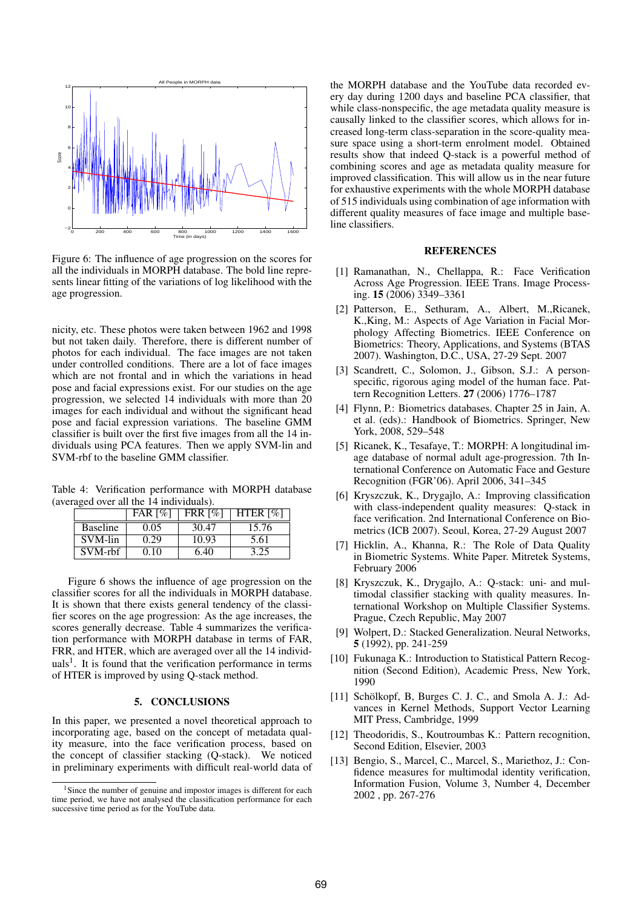All People in MORPH data

Score

Time (in days)

12
10
8
6
4
2
0
−2

0
200
400
600
800
1000
1200
1400
1600

Figure 6: The influence of age progression on the scores for all the individuals in MORPH database. The bold line represents linear fitting of the variations of log likelihood with the age progression.

nicity, etc. These photos were taken between 1962 and 1998 but not taken daily. Therefore, there is different number of photos for each individual. The face images are not taken under controlled conditions. There are a lot of face images which are not frontal and in which the variations in head pose and facial expressions exist. For our studies on the age progression, we selected 14 individuals with more than 20 images for each individual and without the significant head pose and facial expression variations. The baseline GMM classifier is built over the first five images from all the 14 individuals using PCA features. Then we apply SVM-lin and SVM-rbf to the baseline GMM classifier.

Table 4: Verification performance with MORPH database (averaged over all the 14 individuals).

| | FAR [%] | FRR [%] | HTER [%] |
|---|---|---|---|
| Baseline | 0.05 | 30.47 | 15.76 |
| SVM-lin | 0.29 | 10.93 | 5.61 |
| SVM-rbf | 0.10 | 6.40 | 3.25 |

Figure 6 shows the influence of age progression on the classifier scores for all the individuals in MORPH database. It is shown that there exists general tendency of the classifier scores on the age progression: As the age increases, the scores generally decrease. Table 4 summarizes the verification performance with MORPH database in terms of FAR, FRR, and HTER, which are averaged over all the 14 individuals[1]. It is found that the verification performance in terms of HTER is improved by using Q-stack method.

## 5. CONCLUSIONS

In this paper, we presented a novel theoretical approach to incorporating age, based on the concept of metadata quality measure, into the face verification process, based on the concept of classifier stacking (Q-stack). We noticed in preliminary experiments with difficult real-world data of the MORPH database and the YouTube data recorded every day during 1200 days and baseline PCA classifier, that while class-nonspecific, the age metadata quality measure is causally linked to the classifier scores, which allows for increased long-term class-separation in the score-quality measure space using a short-term enrolment model. Obtained results show that indeed Q-stack is a powerful method of combining scores and age as metadata quality measure for improved classification. This will allow us in the near future for exhaustive experiments with the whole MORPH database of 515 individuals using combination of age information with different quality measures of face image and multiple baseline classifiers.

[1] Since the number of genuine and impostor images is different for each time period, we have not analysed the classification performance for each successive time period as for the YouTube data.

## REFERENCES

[1] Ramanathan, N., Chellappa, R.: Face Verification Across Age Progression. IEEE Trans. Image Processing. **15** (2006) 3349–3361

[2] Patterson, E., Sethuram, A., Albert, M.,Ricanek, K.,King, M.: Aspects of Age Variation in Facial Morphology Affecting Biometrics. IEEE Conference on Biometrics: Theory, Applications, and Systems (BTAS 2007). Washington, D.C., USA, 27-29 Sept. 2007

[3] Scandrett, C., Solomon, J., Gibson, S.J.: A person-specific, rigorous aging model of the human face. Pattern Recognition Letters. **27** (2006) 1776–1787

[4] Flynn, P.: Biometrics databases. Chapter 25 in Jain, A. et al. (eds).: Handbook of Biometrics. Springer, New York, 2008, 529–548

[5] Ricanek, K., Tesafaye, T.: MORPH: A longitudinal image database of normal adult age-progression. 7th International Conference on Automatic Face and Gesture Recognition (FGR'06). April 2006, 341–345

[6] Kryszczuk, K., Drygajlo, A.: Improving classification with class-independent quality measures: Q-stack in face verification. 2nd International Conference on Biometrics (ICB 2007). Seoul, Korea, 27-29 August 2007

[7] Hicklin, A., Khanna, R.: The Role of Data Quality in Biometric Systems. White Paper. Mitretek Systems, February 2006

[8] Kryszczuk, K., Drygajlo, A.: Q-stack: uni- and multimodal classifier stacking with quality measures. International Workshop on Multiple Classifier Systems. Prague, Czech Republic, May 2007

[9] Wolpert, D.: Stacked Generalization. Neural Networks, **5** (1992), pp. 241-259

[10] Fukunaga K.: Introduction to Statistical Pattern Recognition (Second Edition), Academic Press, New York, 1990

[11] Schölkopf, B, Burges C. J. C., and Smola A. J.: Advances in Kernel Methods, Support Vector Learning MIT Press, Cambridge, 1999

[12] Theodoridis, S., Koutroumbas K.: Pattern recognition, Second Edition, Elsevier, 2003

[13] Bengio, S., Marcel, C., Marcel, S., Mariethoz, J.: Confidence measures for multimodal identity verification, Information Fusion, Volume 3, Number 4, December 2002 , pp. 267-276